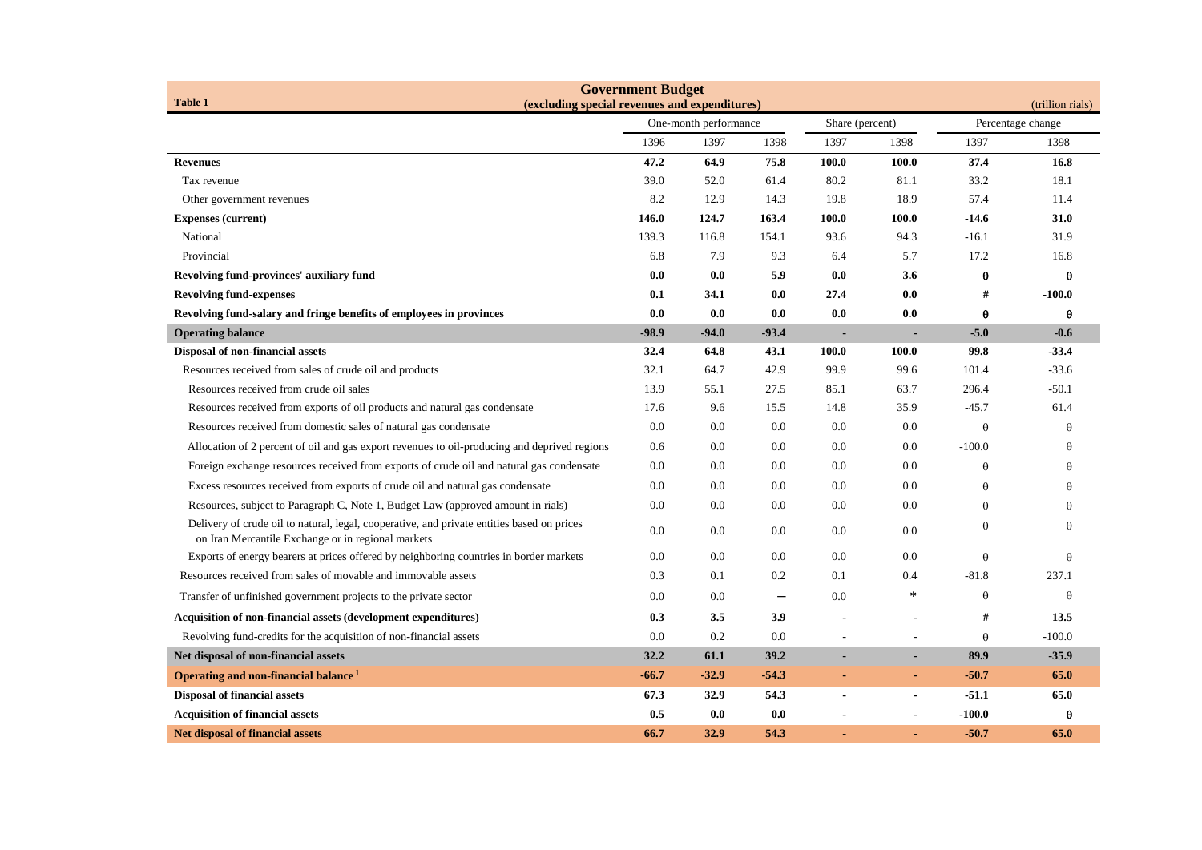**Table 1**

# Government Budget
## (excluding special revenues and expenditures)

(trillion rials)

| | One-month performance | | | Share (percent) | | Percentage change | |
|---|---|---|---|---|---|---|---|
| | 1396 | 1397 | 1398 | 1397 | 1398 | 1397 | 1398 |
| **Revenues** | **47.2** | **64.9** | **75.8** | **100.0** | **100.0** | **37.4** | **16.8** |
| Tax revenue | 39.0 | 52.0 | 61.4 | 80.2 | 81.1 | 33.2 | 18.1 |
| Other government revenues | 8.2 | 12.9 | 14.3 | 19.8 | 18.9 | 57.4 | 11.4 |
| **Expenses (current)** | **146.0** | **124.7** | **163.4** | **100.0** | **100.0** | **-14.6** | **31.0** |
| National | 139.3 | 116.8 | 154.1 | 93.6 | 94.3 | -16.1 | 31.9 |
| Provincial | 6.8 | 7.9 | 9.3 | 6.4 | 5.7 | 17.2 | 16.8 |
| **Revolving fund-provinces' auxiliary fund** | **0.0** | **0.0** | **5.9** | **0.0** | **3.6** | **θ** | **θ** |
| **Revolving fund-expenses** | **0.1** | **34.1** | **0.0** | **27.4** | **0.0** | **#** | **-100.0** |
| **Revolving fund-salary and fringe benefits of employees in provinces** | **0.0** | **0.0** | **0.0** | **0.0** | **0.0** | **θ** | **θ** |
| **Operating balance** | **-98.9** | **-94.0** | **-93.4** | **-** | **-** | **-5.0** | **-0.6** |
| **Disposal of non-financial assets** | **32.4** | **64.8** | **43.1** | **100.0** | **100.0** | **99.8** | **-33.4** |
| Resources received from sales of crude oil and products | 32.1 | 64.7 | 42.9 | 99.9 | 99.6 | 101.4 | -33.6 |
| Resources received from crude oil sales | 13.9 | 55.1 | 27.5 | 85.1 | 63.7 | 296.4 | -50.1 |
| Resources received from exports of oil products and natural gas condensate | 17.6 | 9.6 | 15.5 | 14.8 | 35.9 | -45.7 | 61.4 |
| Resources received from domestic sales of natural gas condensate | 0.0 | 0.0 | 0.0 | 0.0 | 0.0 | θ | θ |
| Allocation of 2 percent of oil and gas export revenues to oil-producing and deprived regions | 0.6 | 0.0 | 0.0 | 0.0 | 0.0 | -100.0 | θ |
| Foreign exchange resources received from exports of crude oil and natural gas condensate | 0.0 | 0.0 | 0.0 | 0.0 | 0.0 | θ | θ |
| Excess resources received from exports of crude oil and natural gas condensate | 0.0 | 0.0 | 0.0 | 0.0 | 0.0 | θ | θ |
| Resources, subject to Paragraph C, Note 1, Budget Law (approved amount in rials) | 0.0 | 0.0 | 0.0 | 0.0 | 0.0 | θ | θ |
| Delivery of crude oil to natural, legal, cooperative, and private entities based on prices on Iran Mercantile Exchange or in regional markets | 0.0 | 0.0 | 0.0 | 0.0 | 0.0 | θ | θ |
| Exports of energy bearers at prices offered by neighboring countries in border markets | 0.0 | 0.0 | 0.0 | 0.0 | 0.0 | θ | θ |
| Resources received from sales of movable and immovable assets | 0.3 | 0.1 | 0.2 | 0.1 | 0.4 | -81.8 | 237.1 |
| Transfer of unfinished government projects to the private sector | 0.0 | 0.0 | — | 0.0 | * | θ | θ |
| **Acquisition of non-financial assets (development expenditures)** | **0.3** | **3.5** | **3.9** | **-** | **-** | **#** | **13.5** |
| Revolving fund-credits for the acquisition of non-financial assets | 0.0 | 0.2 | 0.0 | - | - | θ | -100.0 |
| **Net disposal of non-financial assets** | **32.2** | **61.1** | **39.2** | **-** | **-** | **89.9** | **-35.9** |
| **Operating and non-financial balance [1]** | **-66.7** | **-32.9** | **-54.3** | **-** | **-** | **-50.7** | **65.0** |
| **Disposal of financial assets** | **67.3** | **32.9** | **54.3** | **-** | **-** | **-51.1** | **65.0** |
| **Acquisition of financial assets** | **0.5** | **0.0** | **0.0** | **-** | **-** | **-100.0** | **θ** |
| **Net disposal of financial assets** | **66.7** | **32.9** | **54.3** | **-** | **-** | **-50.7** | **65.0** |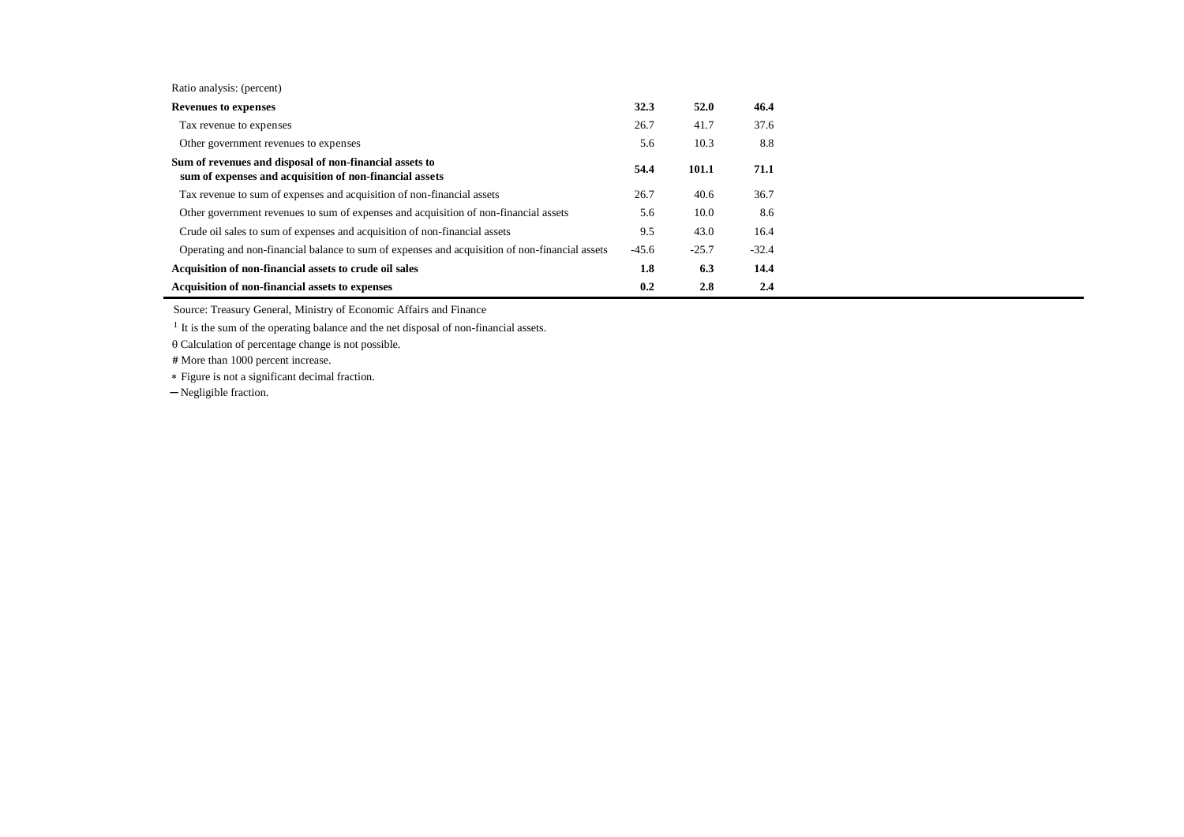| Ratio analysis: (percent) | | | |
|---|---|---|---|
| **Revenues to expenses** | **32.3** | **52.0** | **46.4** |
| Tax revenue to expenses | 26.7 | 41.7 | 37.6 |
| Other government revenues to expenses | 5.6 | 10.3 | 8.8 |
| **Sum of revenues and disposal of non-financial assets to sum of expenses and acquisition of non-financial assets** | **54.4** | **101.1** | **71.1** |
| Tax revenue to sum of expenses and acquisition of non-financial assets | 26.7 | 40.6 | 36.7 |
| Other government revenues to sum of expenses and acquisition of non-financial assets | 5.6 | 10.0 | 8.6 |
| Crude oil sales to sum of expenses and acquisition of non-financial assets | 9.5 | 43.0 | 16.4 |
| Operating and non-financial balance to sum of expenses and acquisition of non-financial assets | -45.6 | -25.7 | -32.4 |
| **Acquisition of non-financial assets to crude oil sales** | **1.8** | **6.3** | **14.4** |
| **Acquisition of non-financial assets to expenses** | **0.2** | **2.8** | **2.4** |

Source: Treasury General, Ministry of Economic Affairs and Finance

[1] It is the sum of the operating balance and the net disposal of non-financial assets.

θ Calculation of percentage change is not possible.

# More than 1000 percent increase.

* Figure is not a significant decimal fraction.

— Negligible fraction.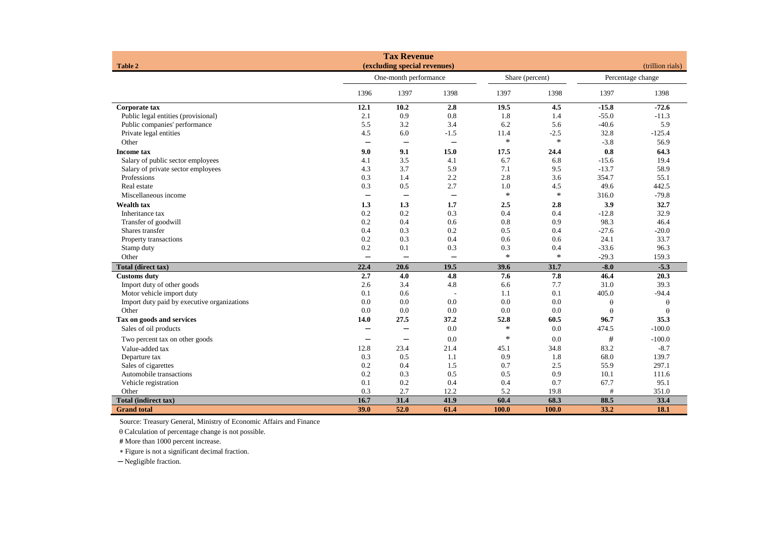**Table 2**

## Tax Revenue
**(excluding special revenues)**

(trillion rials)

| | One-month performance | | | Share (percent) | | Percentage change | |
|---|---|---|---|---|---|---|---|
| | 1396 | 1397 | 1398 | 1397 | 1398 | 1397 | 1398 |
| **Corporate tax** | **12.1** | **10.2** | **2.8** | **19.5** | **4.5** | **-15.8** | **-72.6** |
| Public legal entities (provisional) | 2.1 | 0.9 | 0.8 | 1.8 | 1.4 | -55.0 | -11.3 |
| Public companies' performance | 5.5 | 3.2 | 3.4 | 6.2 | 5.6 | -40.6 | 5.9 |
| Private legal entities | 4.5 | 6.0 | -1.5 | 11.4 | -2.5 | 32.8 | -125.4 |
| Other | ― | ― | ― | * | * | -3.8 | 56.9 |
| **Income tax** | **9.0** | **9.1** | **15.0** | **17.5** | **24.4** | **0.8** | **64.3** |
| Salary of public sector employees | 4.1 | 3.5 | 4.1 | 6.7 | 6.8 | -15.6 | 19.4 |
| Salary of private sector employees | 4.3 | 3.7 | 5.9 | 7.1 | 9.5 | -13.7 | 58.9 |
| Professions | 0.3 | 1.4 | 2.2 | 2.8 | 3.6 | 354.7 | 55.1 |
| Real estate | 0.3 | 0.5 | 2.7 | 1.0 | 4.5 | 49.6 | 442.5 |
| Miscellaneous income | ― | ― | ― | * | * | 316.0 | -79.8 |
| **Wealth tax** | **1.3** | **1.3** | **1.7** | **2.5** | **2.8** | **3.9** | **32.7** |
| Inheritance tax | 0.2 | 0.2 | 0.3 | 0.4 | 0.4 | -12.8 | 32.9 |
| Transfer of goodwill | 0.2 | 0.4 | 0.6 | 0.8 | 0.9 | 98.3 | 46.4 |
| Shares transfer | 0.4 | 0.3 | 0.2 | 0.5 | 0.4 | -27.6 | -20.0 |
| Property transactions | 0.2 | 0.3 | 0.4 | 0.6 | 0.6 | 24.1 | 33.7 |
| Stamp duty | 0.2 | 0.1 | 0.3 | 0.3 | 0.4 | -33.6 | 96.3 |
| Other | ― | ― | ― | * | * | -29.3 | 159.3 |
| **Total (direct tax)** | **22.4** | **20.6** | **19.5** | **39.6** | **31.7** | **-8.0** | **-5.3** |
| **Customs duty** | **2.7** | **4.0** | **4.8** | **7.6** | **7.8** | **46.4** | **20.3** |
| Import duty of other goods | 2.6 | 3.4 | 4.8 | 6.6 | 7.7 | 31.0 | 39.3 |
| Motor vehicle import duty | 0.1 | 0.6 | - | 1.1 | 0.1 | 405.0 | -94.4 |
| Import duty paid by executive organizations | 0.0 | 0.0 | 0.0 | 0.0 | 0.0 | θ | θ |
| Other | 0.0 | 0.0 | 0.0 | 0.0 | 0.0 | θ | θ |
| **Tax on goods and services** | **14.0** | **27.5** | **37.2** | **52.8** | **60.5** | **96.7** | **35.3** |
| Sales of oil products | ― | ― | 0.0 | * | 0.0 | 474.5 | -100.0 |
| Two percent tax on other goods | ― | ― | 0.0 | * | 0.0 | # | -100.0 |
| Value-added tax | 12.8 | 23.4 | 21.4 | 45.1 | 34.8 | 83.2 | -8.7 |
| Departure tax | 0.3 | 0.5 | 1.1 | 0.9 | 1.8 | 68.0 | 139.7 |
| Sales of cigarettes | 0.2 | 0.4 | 1.5 | 0.7 | 2.5 | 55.9 | 297.1 |
| Automobile transactions | 0.2 | 0.3 | 0.5 | 0.5 | 0.9 | 10.1 | 111.6 |
| Vehicle registration | 0.1 | 0.2 | 0.4 | 0.4 | 0.7 | 67.7 | 95.1 |
| Other | 0.3 | 2.7 | 12.2 | 5.2 | 19.8 | # | 351.0 |
| **Total (indirect tax)** | **16.7** | **31.4** | **41.9** | **60.4** | **68.3** | **88.5** | **33.4** |
| **Grand total** | **39.0** | **52.0** | **61.4** | **100.0** | **100.0** | **33.2** | **18.1** |

Source: Treasury General, Ministry of Economic Affairs and Finance

θ Calculation of percentage change is not possible.

**#** More than 1000 percent increase.

* Figure is not a significant decimal fraction.

― Negligible fraction.